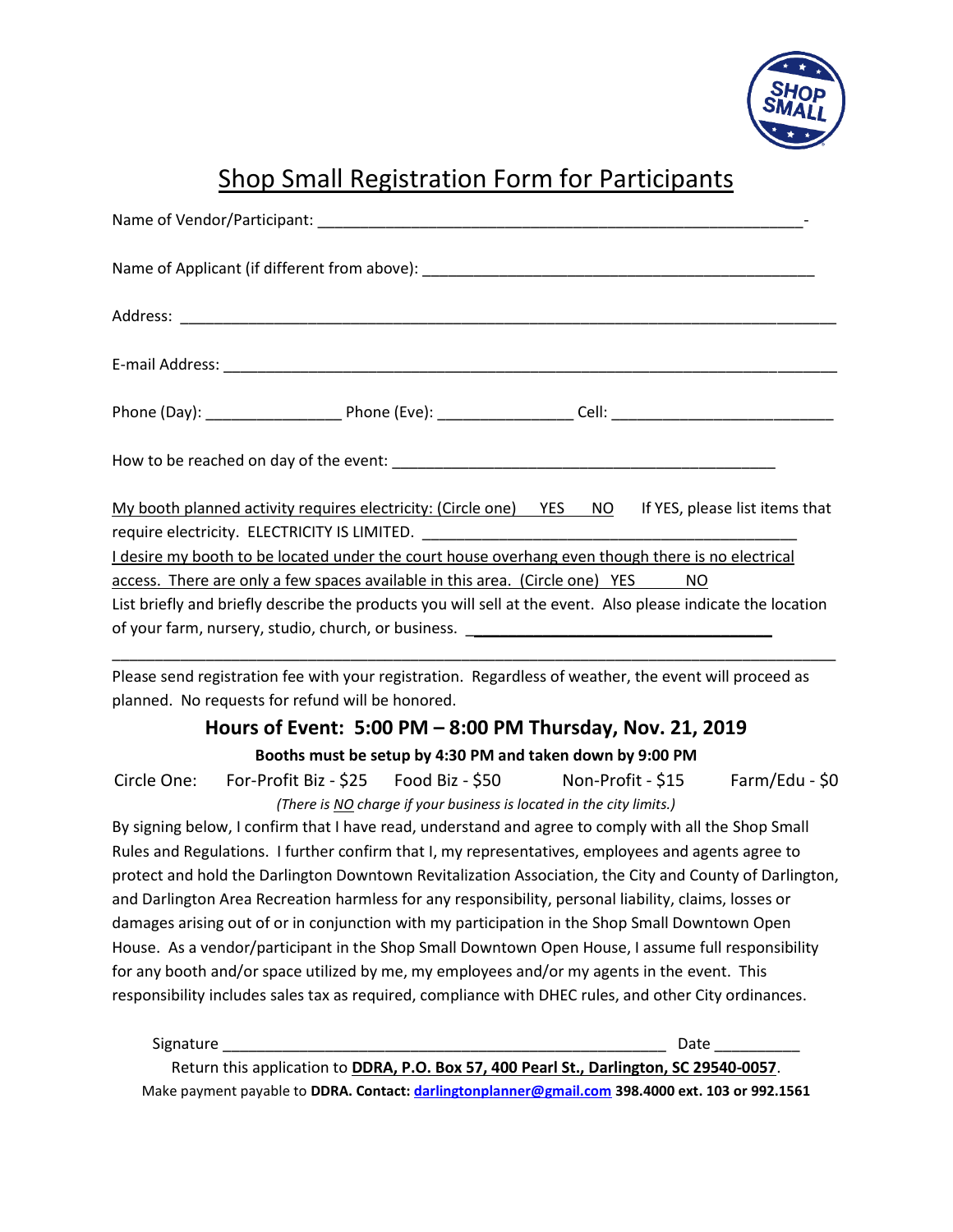# Shop Small Registration Form for Participants

Name of Vendor/Participant: ___________________________________________________________-

Name of Applicant (if different from above): ________________________________________________

Address: _________________________________________________________________________________

E-mail Address: ____________________________________________________________________________

Phone (Day): ________________ Phone (Eve): ________________ Cell: ___________________________

How to be reached on day of the event: ______________________________________________

My booth planned activity requires electricity: (Circle one) YES NO If YES, please list items that require electricity. ELECTRICITY IS LIMITED. ______________________________________________

I desire my booth to be located under the court house overhang even though there is no electrical access. There are only a few spaces available in this area. (Circle one) YES NO

List briefly and briefly describe the products you will sell at the event. Also please indicate the location of your farm, nursery, studio, church, or business. ____________________________________

_____________________________________________________________________________________

Please send registration fee with your registration. Regardless of weather, the event will proceed as planned. No requests for refund will be honored.

## Hours of Event: 5:00 PM – 8:00 PM Thursday, Nov. 21, 2019

**Booths must be setup by 4:30 PM and taken down by 9:00 PM**

Circle One: For-Profit Biz - $25 Food Biz - $50 Non-Profit - $15 Farm/Edu - $0

*(There is NO charge if your business is located in the city limits.)*

By signing below, I confirm that I have read, understand and agree to comply with all the Shop Small Rules and Regulations. I further confirm that I, my representatives, employees and agents agree to protect and hold the Darlington Downtown Revitalization Association, the City and County of Darlington, and Darlington Area Recreation harmless for any responsibility, personal liability, claims, losses or damages arising out of or in conjunction with my participation in the Shop Small Downtown Open House. As a vendor/participant in the Shop Small Downtown Open House, I assume full responsibility for any booth and/or space utilized by me, my employees and/or my agents in the event. This responsibility includes sales tax as required, compliance with DHEC rules, and other City ordinances.

Signature ______________________________________________________ Date __________

Return this application to **DDRA, P.O. Box 57, 400 Pearl St., Darlington, SC 29540-0057**.

Make payment payable to **DDRA. Contact: darlingtonplanner@gmail.com 398.4000 ext. 103 or 992.1561**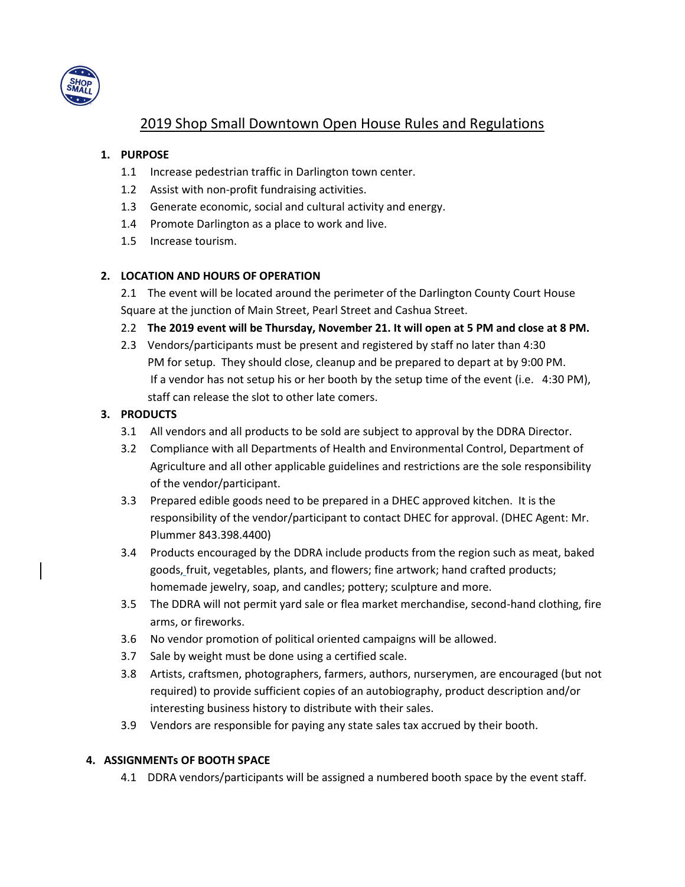# 2019 Shop Small Downtown Open House Rules and Regulations

## 1. PURPOSE

1.1 Increase pedestrian traffic in Darlington town center.

1.2 Assist with non-profit fundraising activities.

1.3 Generate economic, social and cultural activity and energy.

1.4 Promote Darlington as a place to work and live.

1.5 Increase tourism.

## 2. LOCATION AND HOURS OF OPERATION

2.1 The event will be located around the perimeter of the Darlington County Court House Square at the junction of Main Street, Pearl Street and Cashua Street.

2.2 **The 2019 event will be Thursday, November 21. It will open at 5 PM and close at 8 PM.**

2.3 Vendors/participants must be present and registered by staff no later than 4:30 PM for setup. They should close, cleanup and be prepared to depart at by 9:00 PM. If a vendor has not setup his or her booth by the setup time of the event (i.e. 4:30 PM), staff can release the slot to other late comers.

## 3. PRODUCTS

3.1 All vendors and all products to be sold are subject to approval by the DDRA Director.

3.2 Compliance with all Departments of Health and Environmental Control, Department of Agriculture and all other applicable guidelines and restrictions are the sole responsibility of the vendor/participant.

3.3 Prepared edible goods need to be prepared in a DHEC approved kitchen. It is the responsibility of the vendor/participant to contact DHEC for approval. (DHEC Agent: Mr. Plummer 843.398.4400)

3.4 Products encouraged by the DDRA include products from the region such as meat, baked goods, fruit, vegetables, plants, and flowers; fine artwork; hand crafted products; homemade jewelry, soap, and candles; pottery; sculpture and more.

3.5 The DDRA will not permit yard sale or flea market merchandise, second-hand clothing, fire arms, or fireworks.

3.6 No vendor promotion of political oriented campaigns will be allowed.

3.7 Sale by weight must be done using a certified scale.

3.8 Artists, craftsmen, photographers, farmers, authors, nurserymen, are encouraged (but not required) to provide sufficient copies of an autobiography, product description and/or interesting business history to distribute with their sales.

3.9 Vendors are responsible for paying any state sales tax accrued by their booth.

## 4. ASSIGNMENTs OF BOOTH SPACE

4.1 DDRA vendors/participants will be assigned a numbered booth space by the event staff.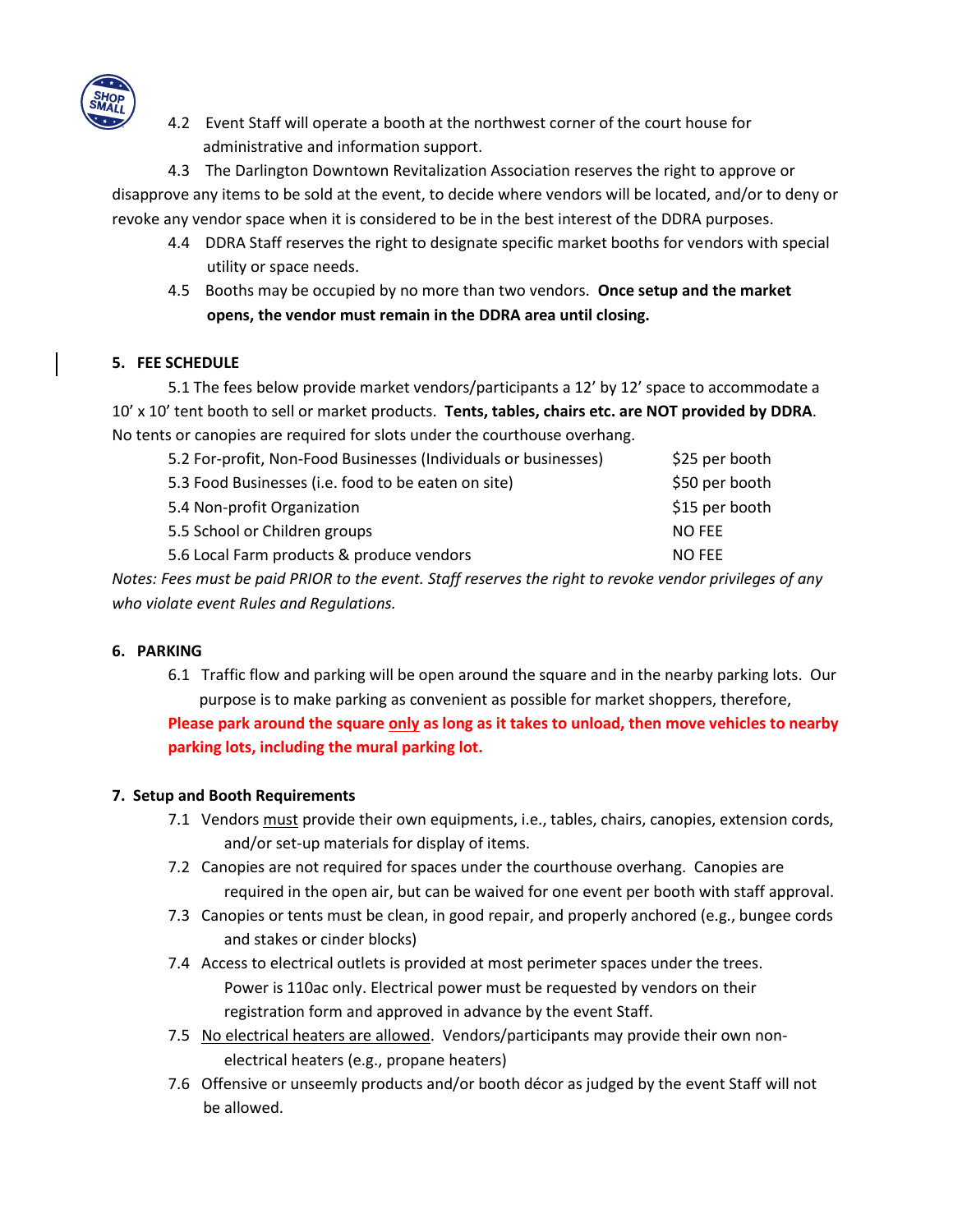4.2 Event Staff will operate a booth at the northwest corner of the court house for administrative and information support.

4.3 The Darlington Downtown Revitalization Association reserves the right to approve or disapprove any items to be sold at the event, to decide where vendors will be located, and/or to deny or revoke any vendor space when it is considered to be in the best interest of the DDRA purposes.

4.4 DDRA Staff reserves the right to designate specific market booths for vendors with special utility or space needs.

4.5 Booths may be occupied by no more than two vendors. **Once setup and the market opens, the vendor must remain in the DDRA area until closing.**

## 5. FEE SCHEDULE

5.1 The fees below provide market vendors/participants a 12' by 12' space to accommodate a 10' x 10' tent booth to sell or market products. **Tents, tables, chairs etc. are NOT provided by DDRA**. No tents or canopies are required for slots under the courthouse overhang.

| | |
|---|---|
| 5.2 For-profit, Non-Food Businesses (Individuals or businesses) | $25 per booth |
| 5.3 Food Businesses (i.e. food to be eaten on site) | $50 per booth |
| 5.4 Non-profit Organization | $15 per booth |
| 5.5 School or Children groups | NO FEE |
| 5.6 Local Farm products & produce vendors | NO FEE |

*Notes: Fees must be paid PRIOR to the event. Staff reserves the right to revoke vendor privileges of any who violate event Rules and Regulations.*

## 6. PARKING

6.1 Traffic flow and parking will be open around the square and in the nearby parking lots. Our purpose is to make parking as convenient as possible for market shoppers, therefore, **Please park around the square only as long as it takes to unload, then move vehicles to nearby parking lots, including the mural parking lot.**

## 7. Setup and Booth Requirements

7.1 Vendors must provide their own equipments, i.e., tables, chairs, canopies, extension cords, and/or set-up materials for display of items.

7.2 Canopies are not required for spaces under the courthouse overhang. Canopies are required in the open air, but can be waived for one event per booth with staff approval.

7.3 Canopies or tents must be clean, in good repair, and properly anchored (e.g., bungee cords and stakes or cinder blocks)

7.4 Access to electrical outlets is provided at most perimeter spaces under the trees. Power is 110ac only. Electrical power must be requested by vendors on their registration form and approved in advance by the event Staff.

7.5 No electrical heaters are allowed. Vendors/participants may provide their own non-electrical heaters (e.g., propane heaters)

7.6 Offensive or unseemly products and/or booth décor as judged by the event Staff will not be allowed.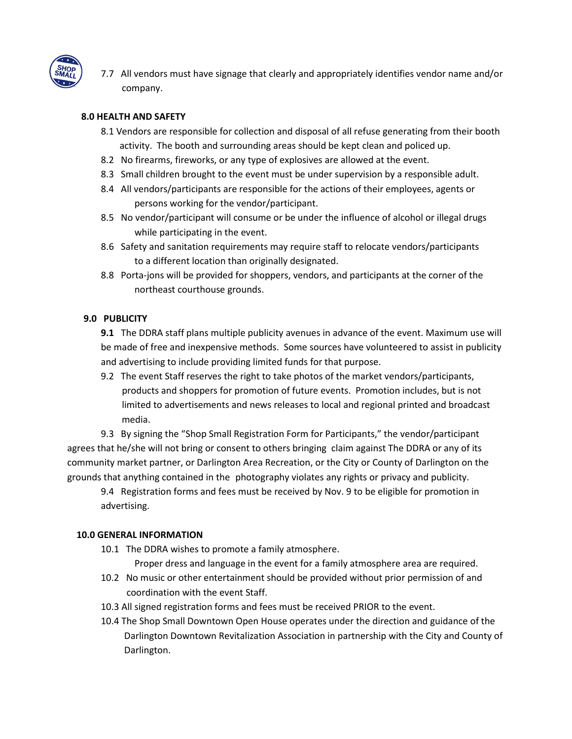7.7 All vendors must have signage that clearly and appropriately identifies vendor name and/or company.

**8.0 HEALTH AND SAFETY**

8.1 Vendors are responsible for collection and disposal of all refuse generating from their booth activity. The booth and surrounding areas should be kept clean and policed up.

8.2 No firearms, fireworks, or any type of explosives are allowed at the event.

8.3 Small children brought to the event must be under supervision by a responsible adult.

8.4 All vendors/participants are responsible for the actions of their employees, agents or persons working for the vendor/participant.

8.5 No vendor/participant will consume or be under the influence of alcohol or illegal drugs while participating in the event.

8.6 Safety and sanitation requirements may require staff to relocate vendors/participants to a different location than originally designated.

8.8 Porta-jons will be provided for shoppers, vendors, and participants at the corner of the northeast courthouse grounds.

**9.0 PUBLICITY**

**9.1** The DDRA staff plans multiple publicity avenues in advance of the event. Maximum use will be made of free and inexpensive methods. Some sources have volunteered to assist in publicity and advertising to include providing limited funds for that purpose.

9.2 The event Staff reserves the right to take photos of the market vendors/participants, products and shoppers for promotion of future events. Promotion includes, but is not limited to advertisements and news releases to local and regional printed and broadcast media.

9.3 By signing the "Shop Small Registration Form for Participants," the vendor/participant agrees that he/she will not bring or consent to others bringing claim against The DDRA or any of its community market partner, or Darlington Area Recreation, or the City or County of Darlington on the grounds that anything contained in the photography violates any rights or privacy and publicity.

9.4 Registration forms and fees must be received by Nov. 9 to be eligible for promotion in advertising.

**10.0 GENERAL INFORMATION**

10.1 The DDRA wishes to promote a family atmosphere. Proper dress and language in the event for a family atmosphere area are required.

10.2 No music or other entertainment should be provided without prior permission of and coordination with the event Staff.

10.3 All signed registration forms and fees must be received PRIOR to the event.

10.4 The Shop Small Downtown Open House operates under the direction and guidance of the Darlington Downtown Revitalization Association in partnership with the City and County of Darlington.